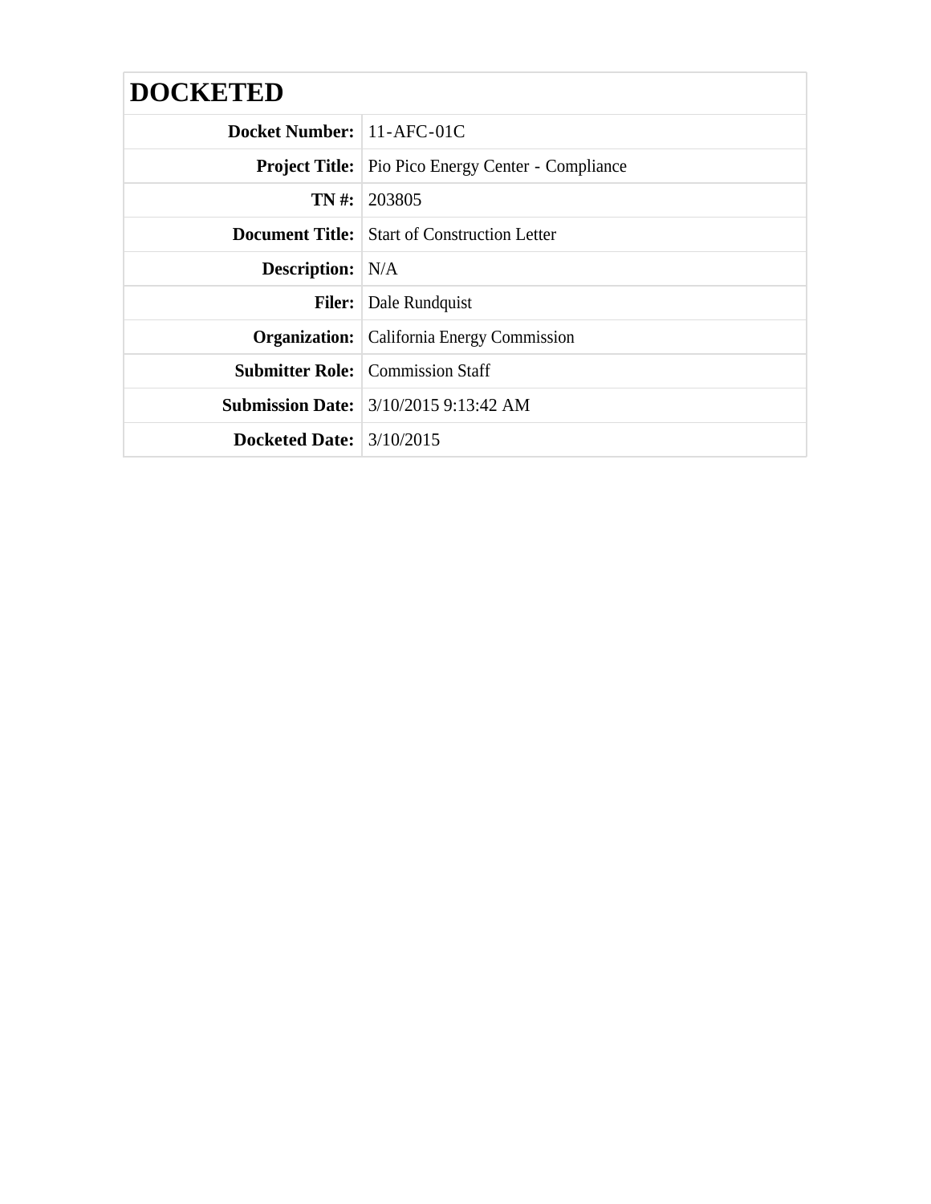# DOCKETED

| | |
|---|---|
| **Docket Number:** | 11-AFC-01C |
| **Project Title:** | Pio Pico Energy Center - Compliance |
| **TN #:** | 203805 |
| **Document Title:** | Start of Construction Letter |
| **Description:** | N/A |
| **Filer:** | Dale Rundquist |
| **Organization:** | California Energy Commission |
| **Submitter Role:** | Commission Staff |
| **Submission Date:** | 3/10/2015 9:13:42 AM |
| **Docketed Date:** | 3/10/2015 |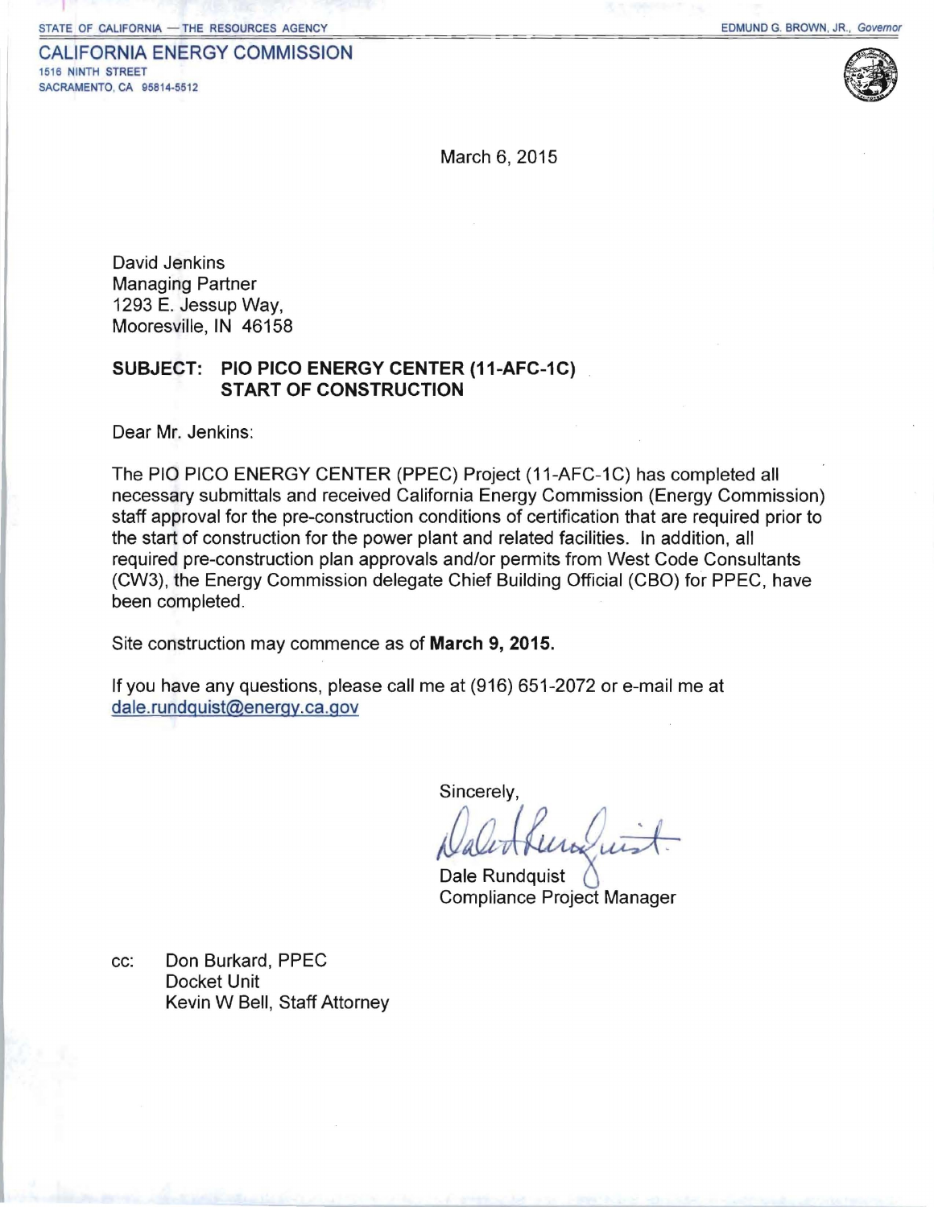STATE OF CALIFORNIA — THE RESOURCES AGENCY

EDMUND G. BROWN, JR., *Governor*

**CALIFORNIA ENERGY COMMISSION**
1516 NINTH STREET
SACRAMENTO, CA 95814-5512

March 6, 2015

David Jenkins
Managing Partner
1293 E. Jessup Way,
Mooresville, IN 46158

**SUBJECT: PIO PICO ENERGY CENTER (11-AFC-1C)
START OF CONSTRUCTION**

Dear Mr. Jenkins:

The PIO PICO ENERGY CENTER (PPEC) Project (11-AFC-1C) has completed all necessary submittals and received California Energy Commission (Energy Commission) staff approval for the pre-construction conditions of certification that are required prior to the start of construction for the power plant and related facilities. In addition, all required pre-construction plan approvals and/or permits from West Code Consultants (CW3), the Energy Commission delegate Chief Building Official (CBO) for PPEC, have been completed.

Site construction may commence as of **March 9, 2015.**

If you have any questions, please call me at (916) 651-2072 or e-mail me at dale.rundquist@energy.ca.gov

Sincerely,

Dale Rundquist
Compliance Project Manager

cc: Don Burkard, PPEC
Docket Unit
Kevin W Bell, Staff Attorney